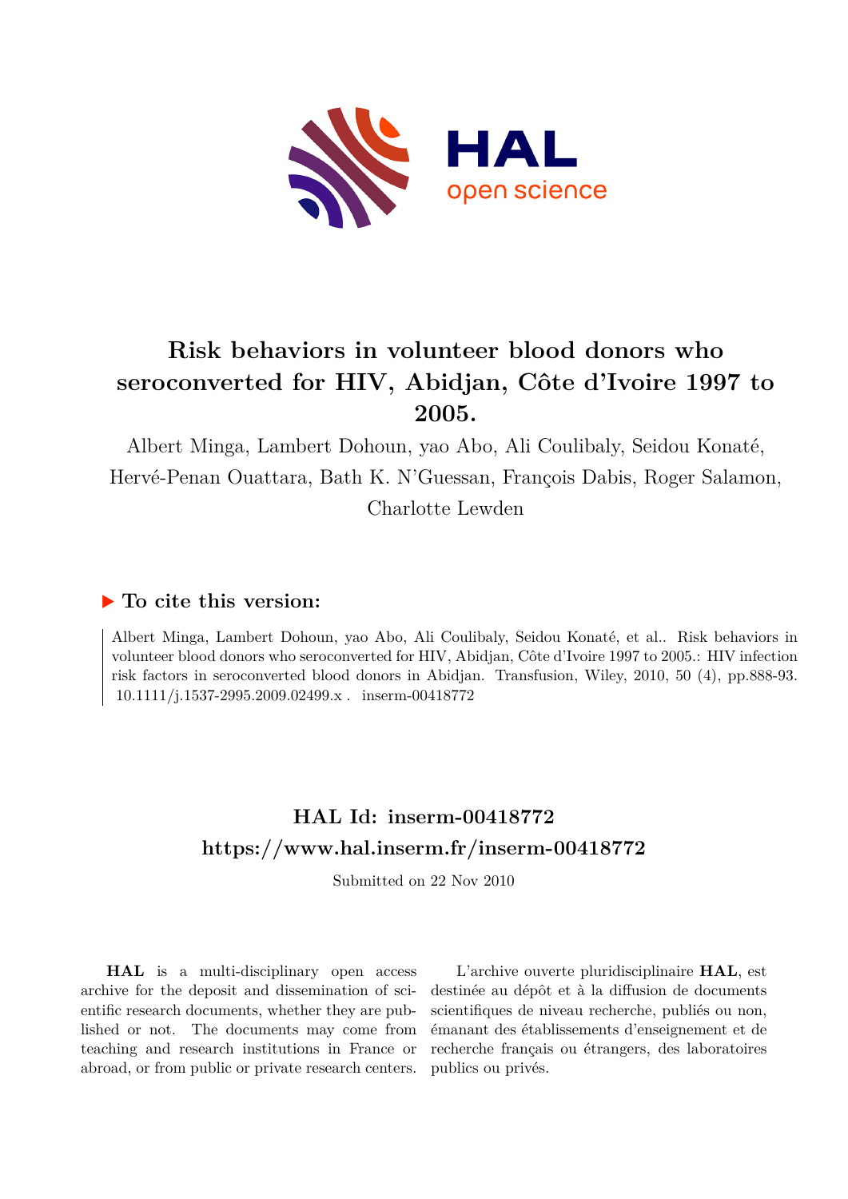# Risk behaviors in volunteer blood donors who seroconverted for HIV, Abidjan, Côte d'Ivoire 1997 to 2005.

Albert Minga, Lambert Dohoun, yao Abo, Ali Coulibaly, Seidou Konaté, Hervé-Penan Ouattara, Bath K. N'Guessan, François Dabis, Roger Salamon, Charlotte Lewden

## ▶ To cite this version:

Albert Minga, Lambert Dohoun, yao Abo, Ali Coulibaly, Seidou Konaté, et al.. Risk behaviors in volunteer blood donors who seroconverted for HIV, Abidjan, Côte d'Ivoire 1997 to 2005.: HIV infection risk factors in seroconverted blood donors in Abidjan. Transfusion, Wiley, 2010, 50 (4), pp.888-93. 10.1111/j.1537-2995.2009.02499.x . inserm-00418772

## HAL Id: inserm-00418772

## https://www.hal.inserm.fr/inserm-00418772

Submitted on 22 Nov 2010

**HAL** is a multi-disciplinary open access archive for the deposit and dissemination of scientific research documents, whether they are published or not. The documents may come from teaching and research institutions in France or abroad, or from public or private research centers.

L'archive ouverte pluridisciplinaire **HAL**, est destinée au dépôt et à la diffusion de documents scientifiques de niveau recherche, publiés ou non, émanant des établissements d'enseignement et de recherche français ou étrangers, des laboratoires publics ou privés.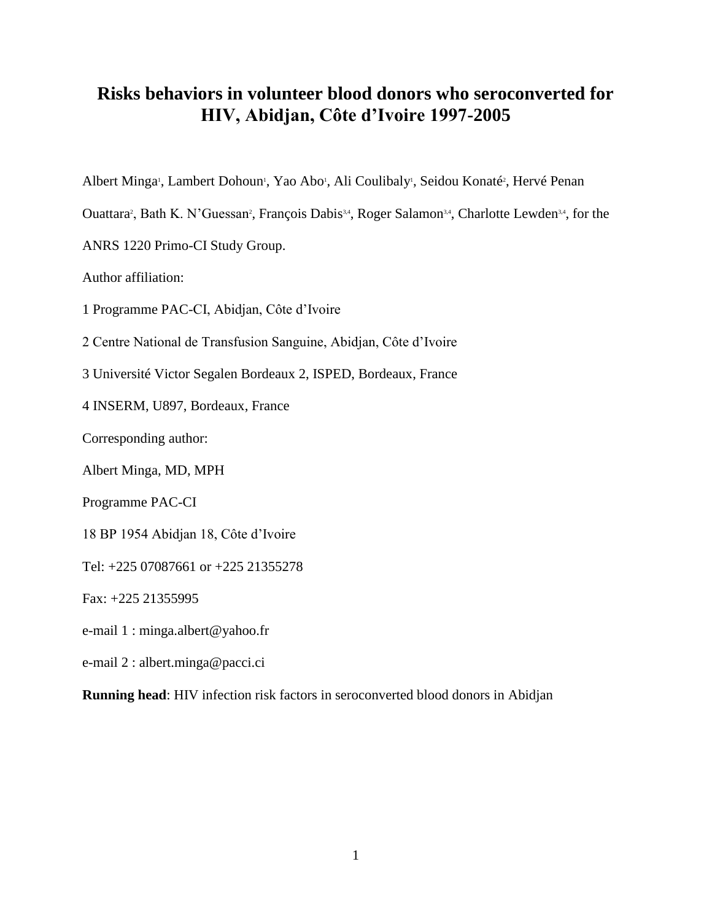# Risks behaviors in volunteer blood donors who seroconverted for HIV, Abidjan, Côte d'Ivoire 1997-2005

Albert Minga[1], Lambert Dohoun[1], Yao Abo[1], Ali Coulibaly[1], Seidou Konaté[2], Hervé Penan Ouattara[2], Bath K. N'Guessan[2], François Dabis[3,4], Roger Salamon[3,4], Charlotte Lewden[3,4], for the ANRS 1220 Primo-CI Study Group.

Author affiliation:

1 Programme PAC-CI, Abidjan, Côte d'Ivoire

2 Centre National de Transfusion Sanguine, Abidjan, Côte d'Ivoire

3 Université Victor Segalen Bordeaux 2, ISPED, Bordeaux, France

4 INSERM, U897, Bordeaux, France

Corresponding author:

Albert Minga, MD, MPH

Programme PAC-CI

18 BP 1954 Abidjan 18, Côte d'Ivoire

Tel: +225 07087661 or +225 21355278

Fax: +225 21355995

e-mail 1 : minga.albert@yahoo.fr

e-mail 2 : albert.minga@pacci.ci

**Running head**: HIV infection risk factors in seroconverted blood donors in Abidjan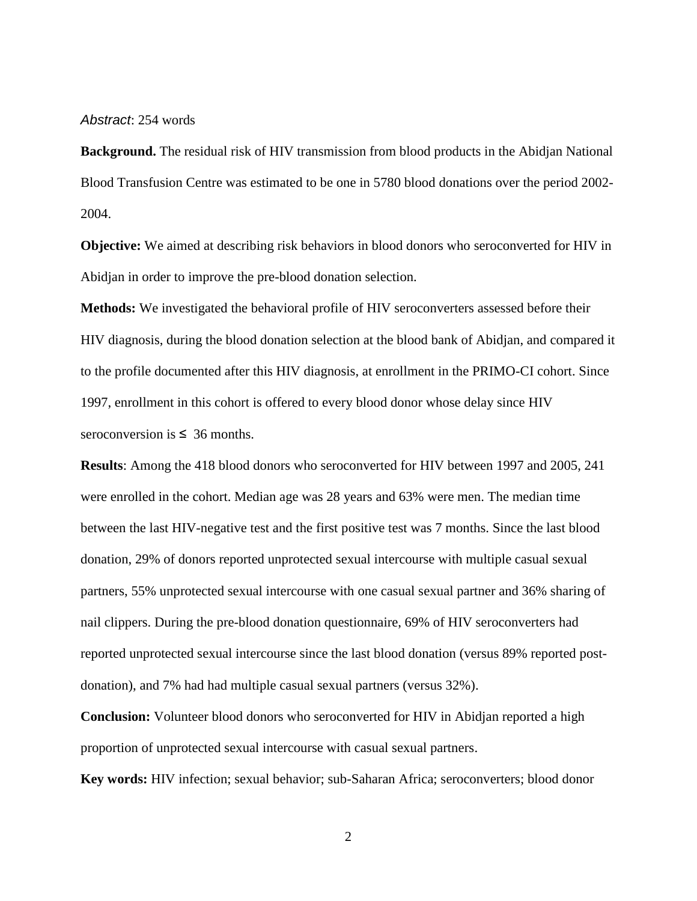*Abstract*: 254 words

**Background.** The residual risk of HIV transmission from blood products in the Abidjan National Blood Transfusion Centre was estimated to be one in 5780 blood donations over the period 2002-2004.

**Objective:** We aimed at describing risk behaviors in blood donors who seroconverted for HIV in Abidjan in order to improve the pre-blood donation selection.

**Methods:** We investigated the behavioral profile of HIV seroconverters assessed before their HIV diagnosis, during the blood donation selection at the blood bank of Abidjan, and compared it to the profile documented after this HIV diagnosis, at enrollment in the PRIMO-CI cohort. Since 1997, enrollment in this cohort is offered to every blood donor whose delay since HIV seroconversion is ≤ 36 months.

**Results**: Among the 418 blood donors who seroconverted for HIV between 1997 and 2005, 241 were enrolled in the cohort. Median age was 28 years and 63% were men. The median time between the last HIV-negative test and the first positive test was 7 months. Since the last blood donation, 29% of donors reported unprotected sexual intercourse with multiple casual sexual partners, 55% unprotected sexual intercourse with one casual sexual partner and 36% sharing of nail clippers. During the pre-blood donation questionnaire, 69% of HIV seroconverters had reported unprotected sexual intercourse since the last blood donation (versus 89% reported post-donation), and 7% had had multiple casual sexual partners (versus 32%).

**Conclusion:** Volunteer blood donors who seroconverted for HIV in Abidjan reported a high proportion of unprotected sexual intercourse with casual sexual partners.

**Key words:** HIV infection; sexual behavior; sub-Saharan Africa; seroconverters; blood donor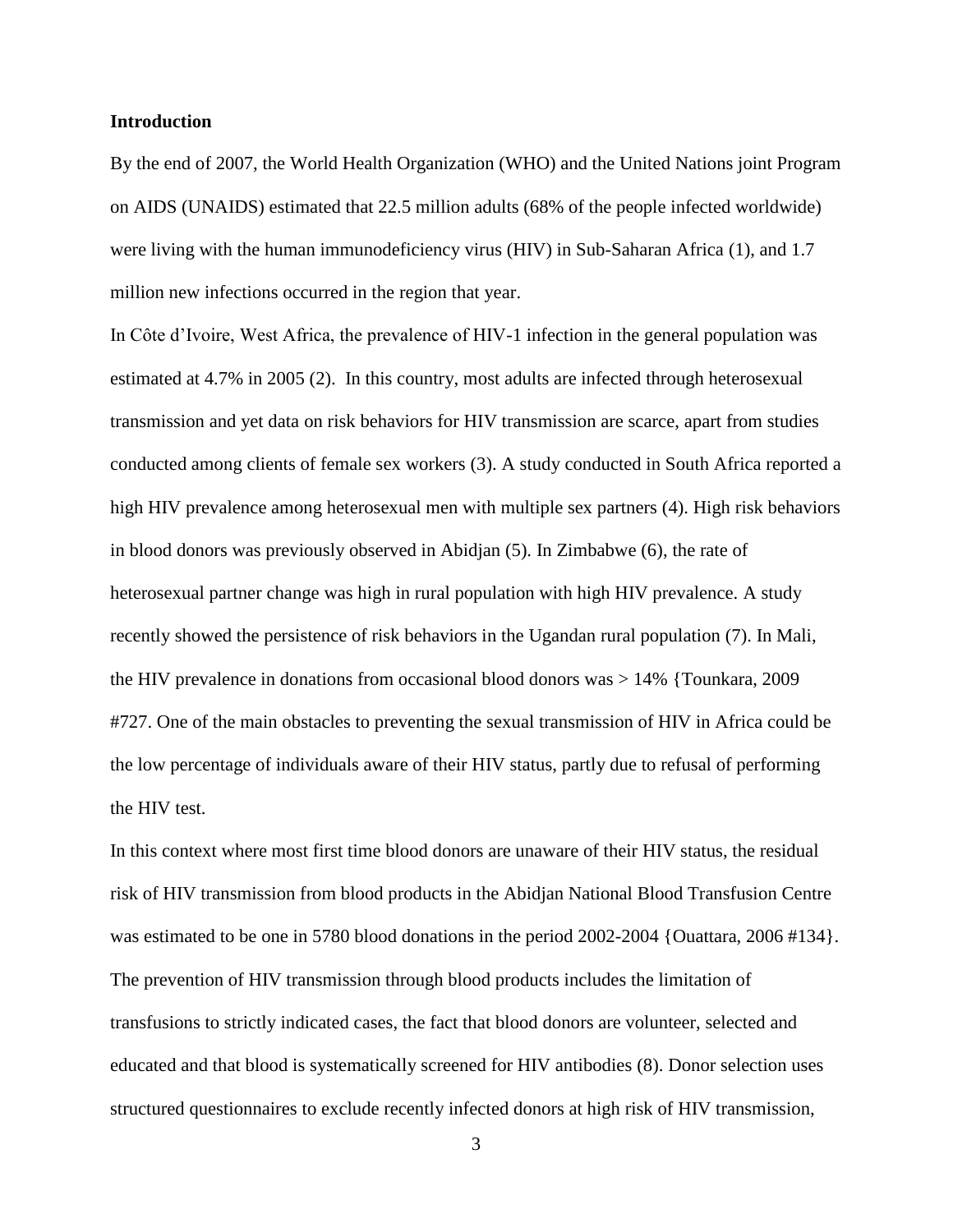**Introduction**

By the end of 2007, the World Health Organization (WHO) and the United Nations joint Program on AIDS (UNAIDS) estimated that 22.5 million adults (68% of the people infected worldwide) were living with the human immunodeficiency virus (HIV) in Sub-Saharan Africa (1), and 1.7 million new infections occurred in the region that year.

In Côte d'Ivoire, West Africa, the prevalence of HIV-1 infection in the general population was estimated at 4.7% in 2005 (2). In this country, most adults are infected through heterosexual transmission and yet data on risk behaviors for HIV transmission are scarce, apart from studies conducted among clients of female sex workers (3). A study conducted in South Africa reported a high HIV prevalence among heterosexual men with multiple sex partners (4). High risk behaviors in blood donors was previously observed in Abidjan (5). In Zimbabwe (6), the rate of heterosexual partner change was high in rural population with high HIV prevalence. A study recently showed the persistence of risk behaviors in the Ugandan rural population (7). In Mali, the HIV prevalence in donations from occasional blood donors was > 14% {Tounkara, 2009 #727. One of the main obstacles to preventing the sexual transmission of HIV in Africa could be the low percentage of individuals aware of their HIV status, partly due to refusal of performing the HIV test.

In this context where most first time blood donors are unaware of their HIV status, the residual risk of HIV transmission from blood products in the Abidjan National Blood Transfusion Centre was estimated to be one in 5780 blood donations in the period 2002-2004 {Ouattara, 2006 #134}. The prevention of HIV transmission through blood products includes the limitation of transfusions to strictly indicated cases, the fact that blood donors are volunteer, selected and educated and that blood is systematically screened for HIV antibodies (8). Donor selection uses structured questionnaires to exclude recently infected donors at high risk of HIV transmission,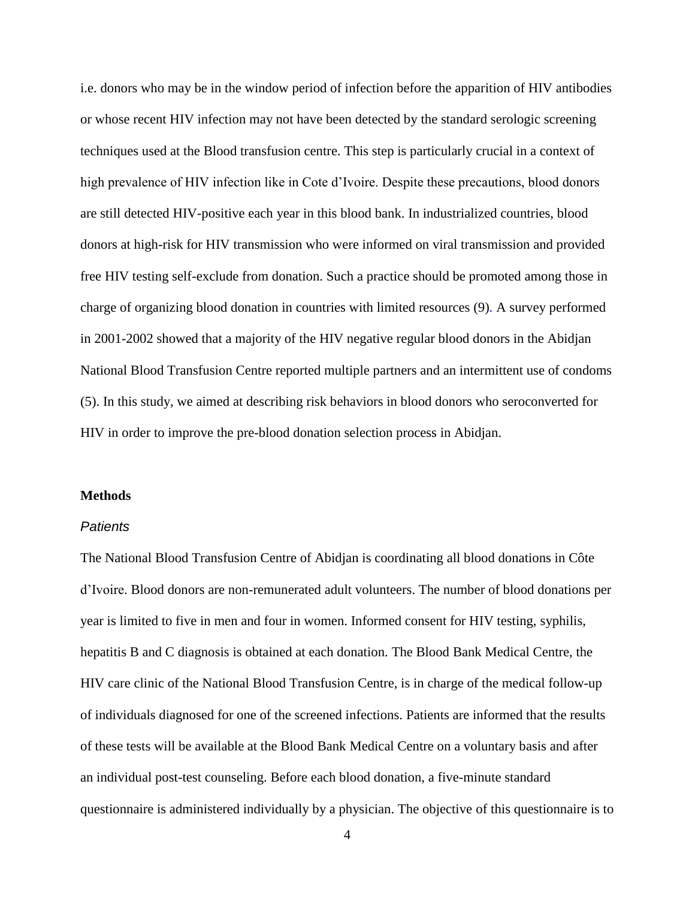i.e. donors who may be in the window period of infection before the apparition of HIV antibodies or whose recent HIV infection may not have been detected by the standard serologic screening techniques used at the Blood transfusion centre. This step is particularly crucial in a context of high prevalence of HIV infection like in Cote d'Ivoire. Despite these precautions, blood donors are still detected HIV-positive each year in this blood bank. In industrialized countries, blood donors at high-risk for HIV transmission who were informed on viral transmission and provided free HIV testing self-exclude from donation. Such a practice should be promoted among those in charge of organizing blood donation in countries with limited resources (9). A survey performed in 2001-2002 showed that a majority of the HIV negative regular blood donors in the Abidjan National Blood Transfusion Centre reported multiple partners and an intermittent use of condoms (5). In this study, we aimed at describing risk behaviors in blood donors who seroconverted for HIV in order to improve the pre-blood donation selection process in Abidjan.

## Methods

### *Patients*

The National Blood Transfusion Centre of Abidjan is coordinating all blood donations in Côte d'Ivoire. Blood donors are non-remunerated adult volunteers. The number of blood donations per year is limited to five in men and four in women. Informed consent for HIV testing, syphilis, hepatitis B and C diagnosis is obtained at each donation. The Blood Bank Medical Centre, the HIV care clinic of the National Blood Transfusion Centre, is in charge of the medical follow-up of individuals diagnosed for one of the screened infections. Patients are informed that the results of these tests will be available at the Blood Bank Medical Centre on a voluntary basis and after an individual post-test counseling. Before each blood donation, a five-minute standard questionnaire is administered individually by a physician. The objective of this questionnaire is to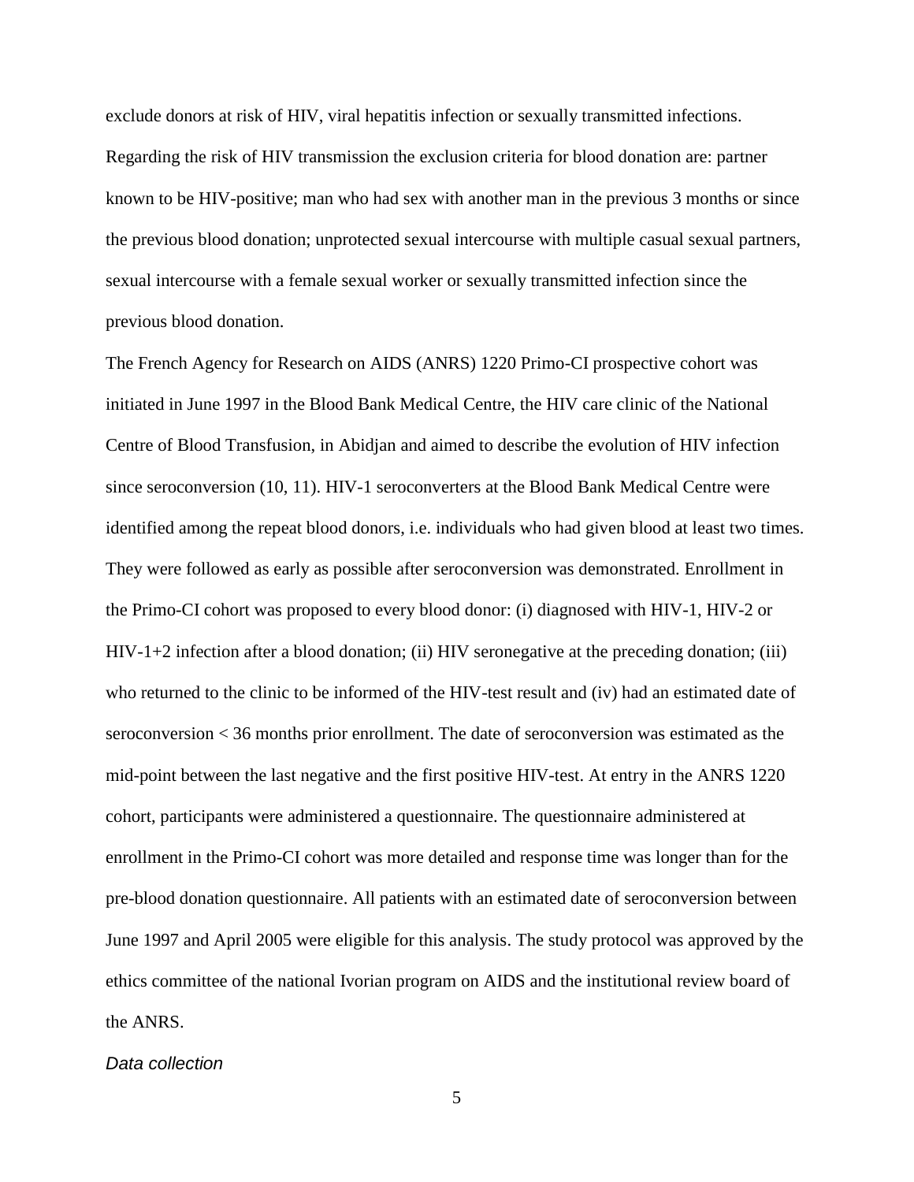exclude donors at risk of HIV, viral hepatitis infection or sexually transmitted infections. Regarding the risk of HIV transmission the exclusion criteria for blood donation are: partner known to be HIV-positive; man who had sex with another man in the previous 3 months or since the previous blood donation; unprotected sexual intercourse with multiple casual sexual partners, sexual intercourse with a female sexual worker or sexually transmitted infection since the previous blood donation.

The French Agency for Research on AIDS (ANRS) 1220 Primo-CI prospective cohort was initiated in June 1997 in the Blood Bank Medical Centre, the HIV care clinic of the National Centre of Blood Transfusion, in Abidjan and aimed to describe the evolution of HIV infection since seroconversion (10, 11). HIV-1 seroconverters at the Blood Bank Medical Centre were identified among the repeat blood donors, i.e. individuals who had given blood at least two times. They were followed as early as possible after seroconversion was demonstrated. Enrollment in the Primo-CI cohort was proposed to every blood donor: (i) diagnosed with HIV-1, HIV-2 or HIV-1+2 infection after a blood donation; (ii) HIV seronegative at the preceding donation; (iii) who returned to the clinic to be informed of the HIV-test result and (iv) had an estimated date of seroconversion < 36 months prior enrollment. The date of seroconversion was estimated as the mid-point between the last negative and the first positive HIV-test. At entry in the ANRS 1220 cohort, participants were administered a questionnaire. The questionnaire administered at enrollment in the Primo-CI cohort was more detailed and response time was longer than for the pre-blood donation questionnaire. All patients with an estimated date of seroconversion between June 1997 and April 2005 were eligible for this analysis. The study protocol was approved by the ethics committee of the national Ivorian program on AIDS and the institutional review board of the ANRS.

*Data collection*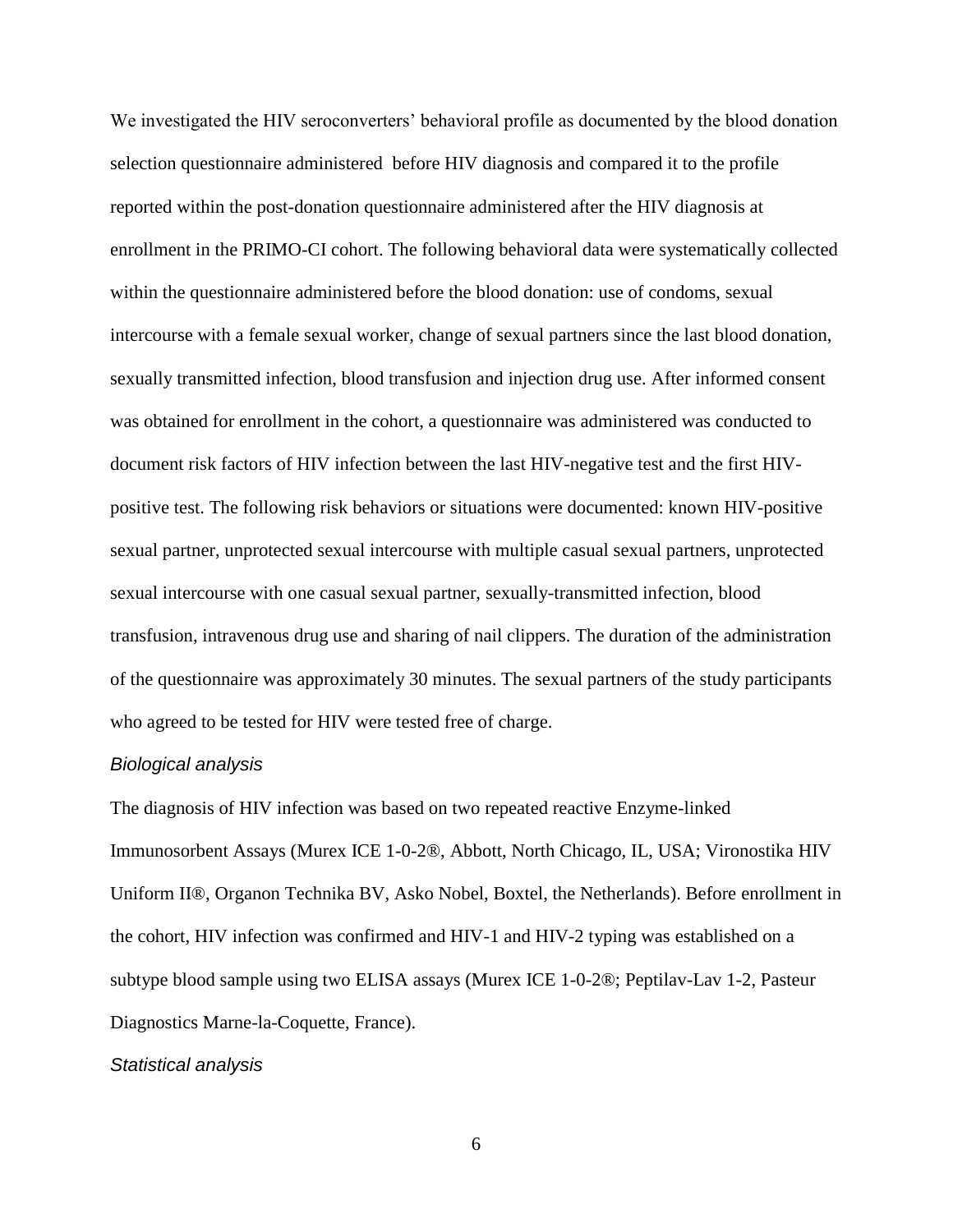We investigated the HIV seroconverters' behavioral profile as documented by the blood donation selection questionnaire administered before HIV diagnosis and compared it to the profile reported within the post-donation questionnaire administered after the HIV diagnosis at enrollment in the PRIMO-CI cohort. The following behavioral data were systematically collected within the questionnaire administered before the blood donation: use of condoms, sexual intercourse with a female sexual worker, change of sexual partners since the last blood donation, sexually transmitted infection, blood transfusion and injection drug use. After informed consent was obtained for enrollment in the cohort, a questionnaire was administered was conducted to document risk factors of HIV infection between the last HIV-negative test and the first HIV-positive test. The following risk behaviors or situations were documented: known HIV-positive sexual partner, unprotected sexual intercourse with multiple casual sexual partners, unprotected sexual intercourse with one casual sexual partner, sexually-transmitted infection, blood transfusion, intravenous drug use and sharing of nail clippers. The duration of the administration of the questionnaire was approximately 30 minutes. The sexual partners of the study participants who agreed to be tested for HIV were tested free of charge.

### *Biological analysis*

The diagnosis of HIV infection was based on two repeated reactive Enzyme-linked Immunosorbent Assays (Murex ICE 1-0-2®, Abbott, North Chicago, IL, USA; Vironostika HIV Uniform II®, Organon Technika BV, Asko Nobel, Boxtel, the Netherlands). Before enrollment in the cohort, HIV infection was confirmed and HIV-1 and HIV-2 typing was established on a subtype blood sample using two ELISA assays (Murex ICE 1-0-2®; Peptilav-Lav 1-2, Pasteur Diagnostics Marne-la-Coquette, France).

### *Statistical analysis*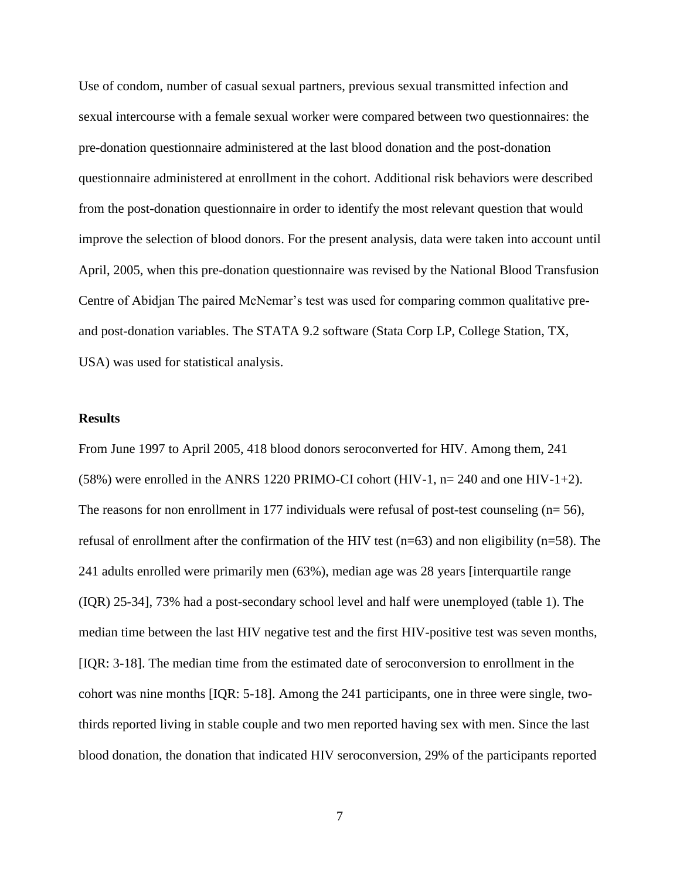Use of condom, number of casual sexual partners, previous sexual transmitted infection and sexual intercourse with a female sexual worker were compared between two questionnaires: the pre-donation questionnaire administered at the last blood donation and the post-donation questionnaire administered at enrollment in the cohort. Additional risk behaviors were described from the post-donation questionnaire in order to identify the most relevant question that would improve the selection of blood donors. For the present analysis, data were taken into account until April, 2005, when this pre-donation questionnaire was revised by the National Blood Transfusion Centre of Abidjan The paired McNemar's test was used for comparing common qualitative pre- and post-donation variables. The STATA 9.2 software (Stata Corp LP, College Station, TX, USA) was used for statistical analysis.

## Results

From June 1997 to April 2005, 418 blood donors seroconverted for HIV. Among them, 241 (58%) were enrolled in the ANRS 1220 PRIMO-CI cohort (HIV-1, n= 240 and one HIV-1+2). The reasons for non enrollment in 177 individuals were refusal of post-test counseling (n= 56), refusal of enrollment after the confirmation of the HIV test (n=63) and non eligibility (n=58). The 241 adults enrolled were primarily men (63%), median age was 28 years [interquartile range (IQR) 25-34], 73% had a post-secondary school level and half were unemployed (table 1). The median time between the last HIV negative test and the first HIV-positive test was seven months, [IQR: 3-18]. The median time from the estimated date of seroconversion to enrollment in the cohort was nine months [IQR: 5-18]. Among the 241 participants, one in three were single, two-thirds reported living in stable couple and two men reported having sex with men. Since the last blood donation, the donation that indicated HIV seroconversion, 29% of the participants reported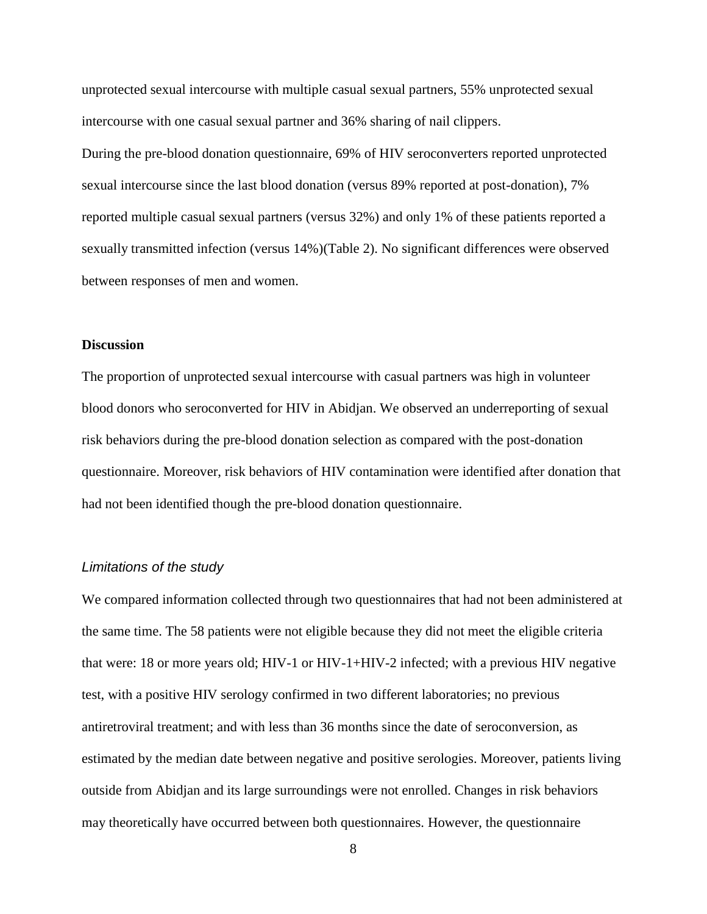unprotected sexual intercourse with multiple casual sexual partners, 55% unprotected sexual intercourse with one casual sexual partner and 36% sharing of nail clippers.

During the pre-blood donation questionnaire, 69% of HIV seroconverters reported unprotected sexual intercourse since the last blood donation (versus 89% reported at post-donation), 7% reported multiple casual sexual partners (versus 32%) and only 1% of these patients reported a sexually transmitted infection (versus 14%)(Table 2). No significant differences were observed between responses of men and women.

## Discussion

The proportion of unprotected sexual intercourse with casual partners was high in volunteer blood donors who seroconverted for HIV in Abidjan. We observed an underreporting of sexual risk behaviors during the pre-blood donation selection as compared with the post-donation questionnaire. Moreover, risk behaviors of HIV contamination were identified after donation that had not been identified though the pre-blood donation questionnaire.

### *Limitations of the study*

We compared information collected through two questionnaires that had not been administered at the same time. The 58 patients were not eligible because they did not meet the eligible criteria that were: 18 or more years old; HIV-1 or HIV-1+HIV-2 infected; with a previous HIV negative test, with a positive HIV serology confirmed in two different laboratories; no previous antiretroviral treatment; and with less than 36 months since the date of seroconversion, as estimated by the median date between negative and positive serologies. Moreover, patients living outside from Abidjan and its large surroundings were not enrolled. Changes in risk behaviors may theoretically have occurred between both questionnaires. However, the questionnaire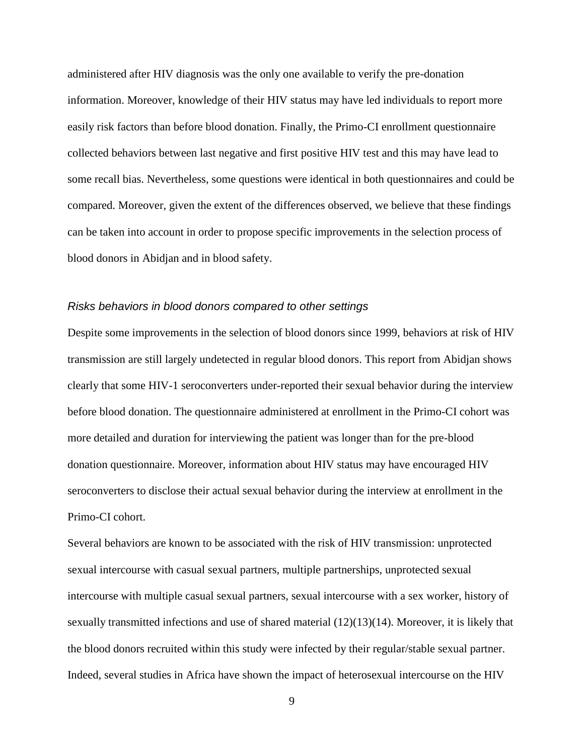administered after HIV diagnosis was the only one available to verify the pre-donation information. Moreover, knowledge of their HIV status may have led individuals to report more easily risk factors than before blood donation. Finally, the Primo-CI enrollment questionnaire collected behaviors between last negative and first positive HIV test and this may have lead to some recall bias. Nevertheless, some questions were identical in both questionnaires and could be compared. Moreover, given the extent of the differences observed, we believe that these findings can be taken into account in order to propose specific improvements in the selection process of blood donors in Abidjan and in blood safety.

### *Risks behaviors in blood donors compared to other settings*

Despite some improvements in the selection of blood donors since 1999, behaviors at risk of HIV transmission are still largely undetected in regular blood donors. This report from Abidjan shows clearly that some HIV-1 seroconverters under-reported their sexual behavior during the interview before blood donation. The questionnaire administered at enrollment in the Primo-CI cohort was more detailed and duration for interviewing the patient was longer than for the pre-blood donation questionnaire. Moreover, information about HIV status may have encouraged HIV seroconverters to disclose their actual sexual behavior during the interview at enrollment in the Primo-CI cohort.

Several behaviors are known to be associated with the risk of HIV transmission: unprotected sexual intercourse with casual sexual partners, multiple partnerships, unprotected sexual intercourse with multiple casual sexual partners, sexual intercourse with a sex worker, history of sexually transmitted infections and use of shared material (12)(13)(14). Moreover, it is likely that the blood donors recruited within this study were infected by their regular/stable sexual partner. Indeed, several studies in Africa have shown the impact of heterosexual intercourse on the HIV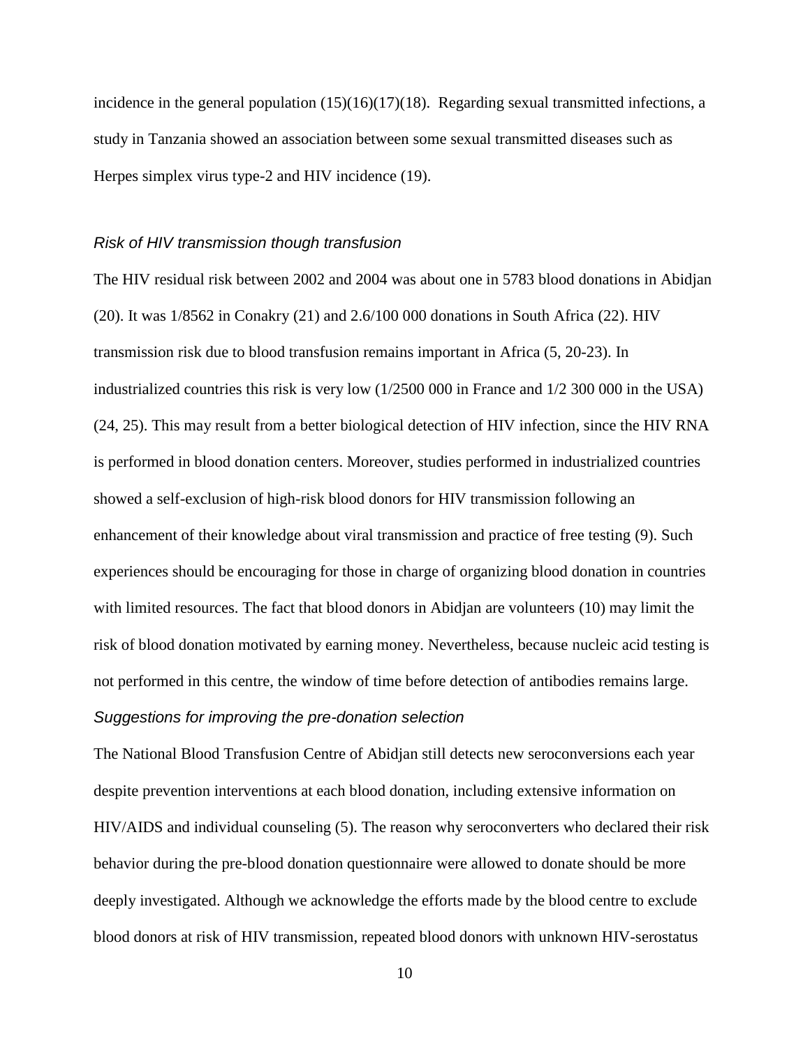incidence in the general population (15)(16)(17)(18). Regarding sexual transmitted infections, a study in Tanzania showed an association between some sexual transmitted diseases such as Herpes simplex virus type-2 and HIV incidence (19).

### *Risk of HIV transmission though transfusion*

The HIV residual risk between 2002 and 2004 was about one in 5783 blood donations in Abidjan (20). It was 1/8562 in Conakry (21) and 2.6/100 000 donations in South Africa (22). HIV transmission risk due to blood transfusion remains important in Africa (5, 20-23). In industrialized countries this risk is very low (1/2500 000 in France and 1/2 300 000 in the USA) (24, 25). This may result from a better biological detection of HIV infection, since the HIV RNA is performed in blood donation centers. Moreover, studies performed in industrialized countries showed a self-exclusion of high-risk blood donors for HIV transmission following an enhancement of their knowledge about viral transmission and practice of free testing (9). Such experiences should be encouraging for those in charge of organizing blood donation in countries with limited resources. The fact that blood donors in Abidjan are volunteers (10) may limit the risk of blood donation motivated by earning money. Nevertheless, because nucleic acid testing is not performed in this centre, the window of time before detection of antibodies remains large.

### *Suggestions for improving the pre-donation selection*

The National Blood Transfusion Centre of Abidjan still detects new seroconversions each year despite prevention interventions at each blood donation, including extensive information on HIV/AIDS and individual counseling (5). The reason why seroconverters who declared their risk behavior during the pre-blood donation questionnaire were allowed to donate should be more deeply investigated. Although we acknowledge the efforts made by the blood centre to exclude blood donors at risk of HIV transmission, repeated blood donors with unknown HIV-serostatus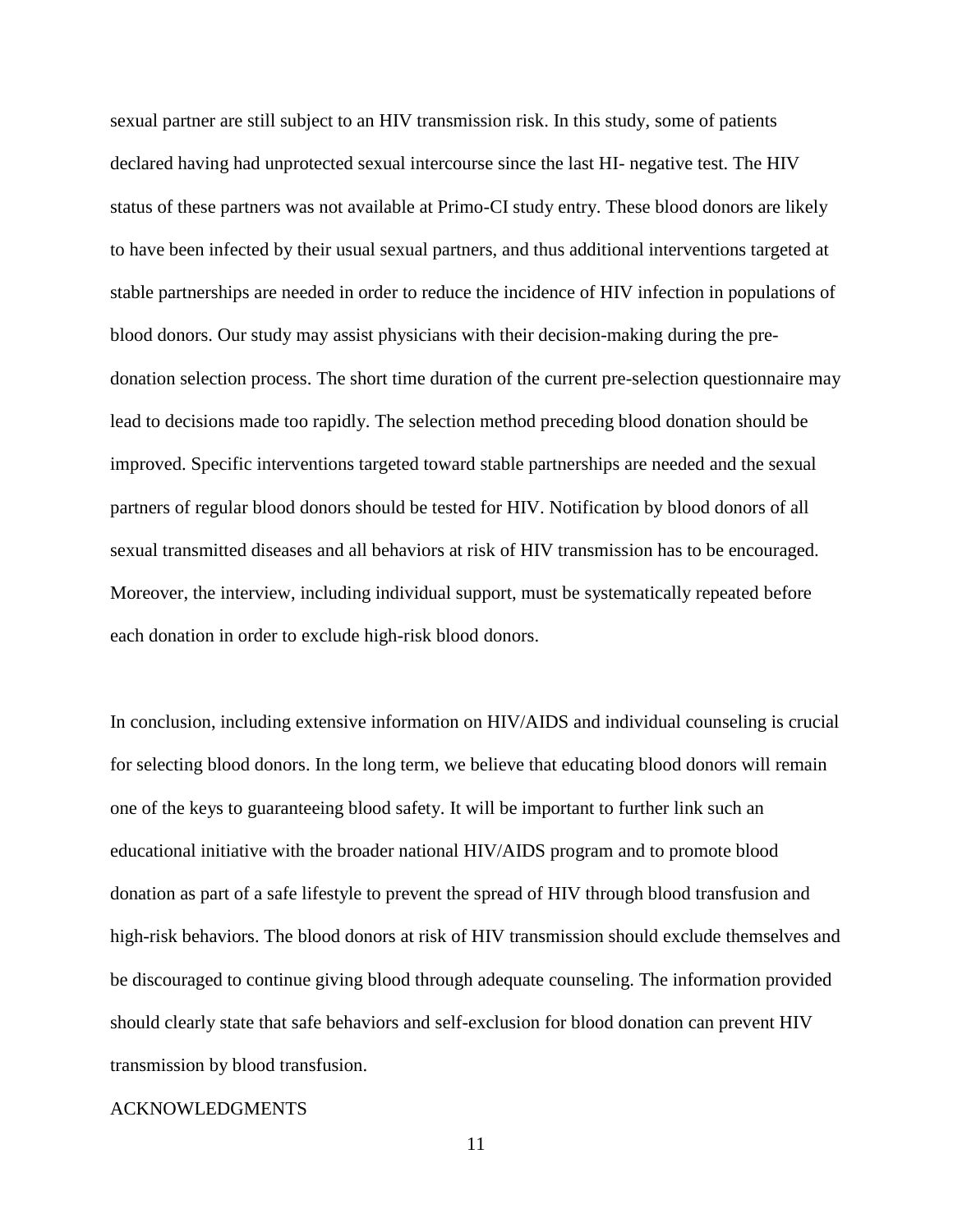sexual partner are still subject to an HIV transmission risk. In this study, some of patients declared having had unprotected sexual intercourse since the last HI- negative test. The HIV status of these partners was not available at Primo-CI study entry. These blood donors are likely to have been infected by their usual sexual partners, and thus additional interventions targeted at stable partnerships are needed in order to reduce the incidence of HIV infection in populations of blood donors. Our study may assist physicians with their decision-making during the pre-donation selection process. The short time duration of the current pre-selection questionnaire may lead to decisions made too rapidly. The selection method preceding blood donation should be improved. Specific interventions targeted toward stable partnerships are needed and the sexual partners of regular blood donors should be tested for HIV. Notification by blood donors of all sexual transmitted diseases and all behaviors at risk of HIV transmission has to be encouraged. Moreover, the interview, including individual support, must be systematically repeated before each donation in order to exclude high-risk blood donors.

In conclusion, including extensive information on HIV/AIDS and individual counseling is crucial for selecting blood donors. In the long term, we believe that educating blood donors will remain one of the keys to guaranteeing blood safety. It will be important to further link such an educational initiative with the broader national HIV/AIDS program and to promote blood donation as part of a safe lifestyle to prevent the spread of HIV through blood transfusion and high-risk behaviors. The blood donors at risk of HIV transmission should exclude themselves and be discouraged to continue giving blood through adequate counseling. The information provided should clearly state that safe behaviors and self-exclusion for blood donation can prevent HIV transmission by blood transfusion.

## ACKNOWLEDGMENTS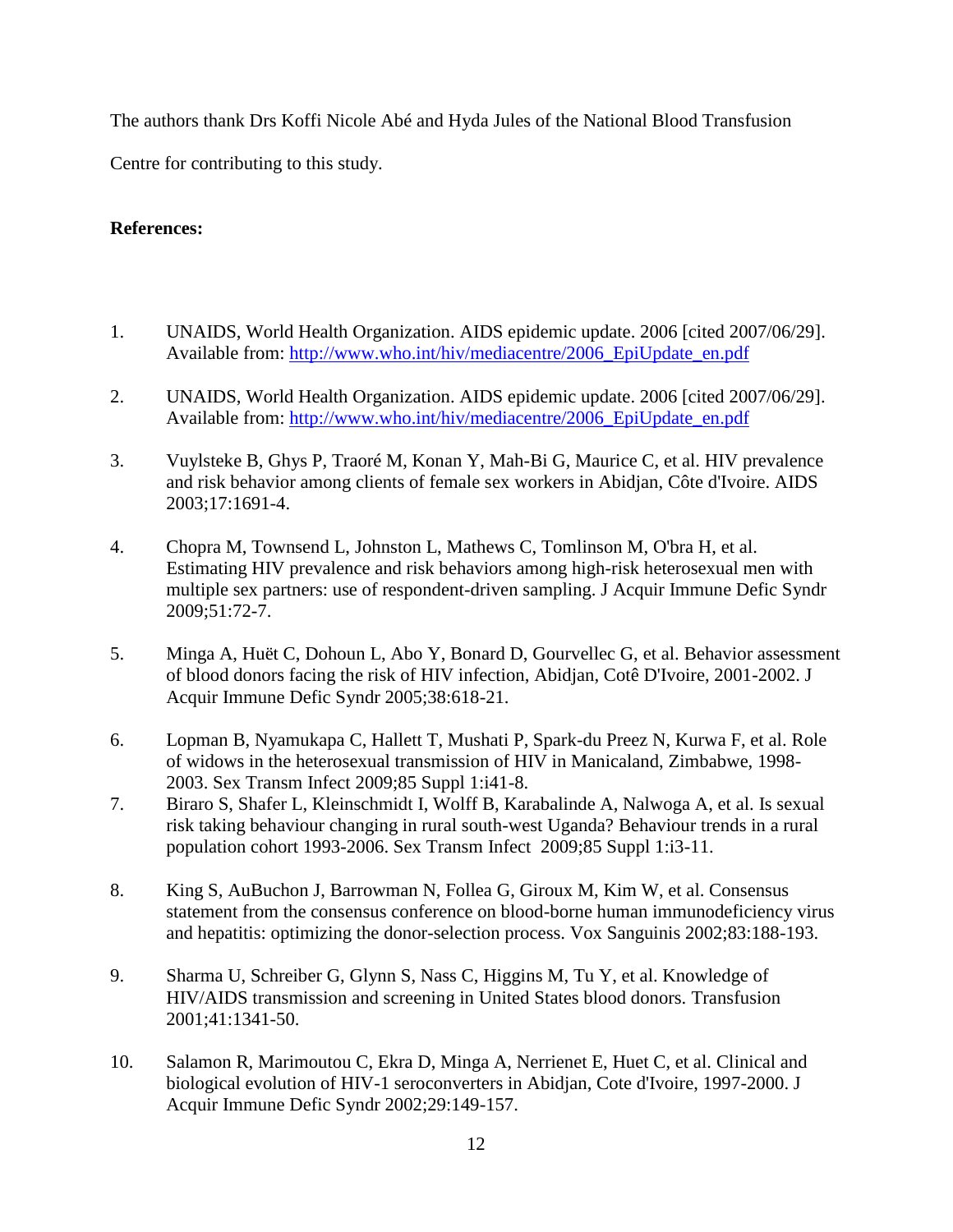The authors thank Drs Koffi Nicole Abé and Hyda Jules of the National Blood Transfusion Centre for contributing to this study.

**References:**

1. UNAIDS, World Health Organization. AIDS epidemic update. 2006 [cited 2007/06/29]. Available from: http://www.who.int/hiv/mediacentre/2006_EpiUpdate_en.pdf

2. UNAIDS, World Health Organization. AIDS epidemic update. 2006 [cited 2007/06/29]. Available from: http://www.who.int/hiv/mediacentre/2006_EpiUpdate_en.pdf

3. Vuylsteke B, Ghys P, Traoré M, Konan Y, Mah-Bi G, Maurice C, et al. HIV prevalence and risk behavior among clients of female sex workers in Abidjan, Côte d'Ivoire. AIDS 2003;17:1691-4.

4. Chopra M, Townsend L, Johnston L, Mathews C, Tomlinson M, O'bra H, et al. Estimating HIV prevalence and risk behaviors among high-risk heterosexual men with multiple sex partners: use of respondent-driven sampling. J Acquir Immune Defic Syndr 2009;51:72-7.

5. Minga A, Huët C, Dohoun L, Abo Y, Bonard D, Gourvellec G, et al. Behavior assessment of blood donors facing the risk of HIV infection, Abidjan, Cotê D'Ivoire, 2001-2002. J Acquir Immune Defic Syndr 2005;38:618-21.

6. Lopman B, Nyamukapa C, Hallett T, Mushati P, Spark-du Preez N, Kurwa F, et al. Role of widows in the heterosexual transmission of HIV in Manicaland, Zimbabwe, 1998-2003. Sex Transm Infect 2009;85 Suppl 1:i41-8.

7. Biraro S, Shafer L, Kleinschmidt I, Wolff B, Karabalinde A, Nalwoga A, et al. Is sexual risk taking behaviour changing in rural south-west Uganda? Behaviour trends in a rural population cohort 1993-2006. Sex Transm Infect 2009;85 Suppl 1:i3-11.

8. King S, AuBuchon J, Barrowman N, Follea G, Giroux M, Kim W, et al. Consensus statement from the consensus conference on blood-borne human immunodeficiency virus and hepatitis: optimizing the donor-selection process. Vox Sanguinis 2002;83:188-193.

9. Sharma U, Schreiber G, Glynn S, Nass C, Higgins M, Tu Y, et al. Knowledge of HIV/AIDS transmission and screening in United States blood donors. Transfusion 2001;41:1341-50.

10. Salamon R, Marimoutou C, Ekra D, Minga A, Nerrienet E, Huet C, et al. Clinical and biological evolution of HIV-1 seroconverters in Abidjan, Cote d'Ivoire, 1997-2000. J Acquir Immune Defic Syndr 2002;29:149-157.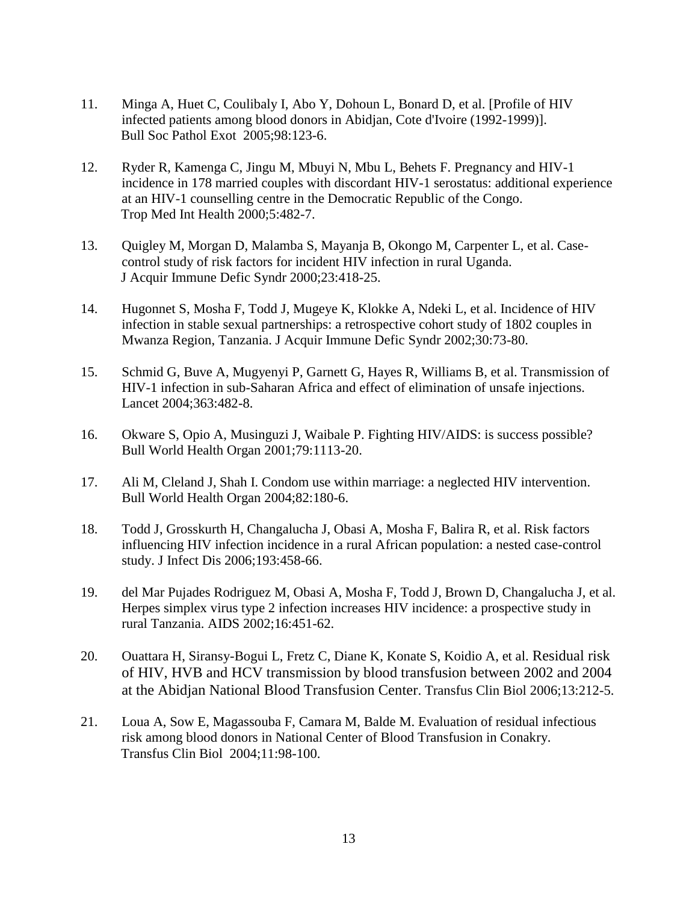11. Minga A, Huet C, Coulibaly I, Abo Y, Dohoun L, Bonard D, et al. [Profile of HIV infected patients among blood donors in Abidjan, Cote d'Ivoire (1992-1999)]. Bull Soc Pathol Exot 2005;98:123-6.

12. Ryder R, Kamenga C, Jingu M, Mbuyi N, Mbu L, Behets F. Pregnancy and HIV-1 incidence in 178 married couples with discordant HIV-1 serostatus: additional experience at an HIV-1 counselling centre in the Democratic Republic of the Congo. Trop Med Int Health 2000;5:482-7.

13. Quigley M, Morgan D, Malamba S, Mayanja B, Okongo M, Carpenter L, et al. Case-control study of risk factors for incident HIV infection in rural Uganda. J Acquir Immune Defic Syndr 2000;23:418-25.

14. Hugonnet S, Mosha F, Todd J, Mugeye K, Klokke A, Ndeki L, et al. Incidence of HIV infection in stable sexual partnerships: a retrospective cohort study of 1802 couples in Mwanza Region, Tanzania. J Acquir Immune Defic Syndr 2002;30:73-80.

15. Schmid G, Buve A, Mugyenyi P, Garnett G, Hayes R, Williams B, et al. Transmission of HIV-1 infection in sub-Saharan Africa and effect of elimination of unsafe injections. Lancet 2004;363:482-8.

16. Okware S, Opio A, Musinguzi J, Waibale P. Fighting HIV/AIDS: is success possible? Bull World Health Organ 2001;79:1113-20.

17. Ali M, Cleland J, Shah I. Condom use within marriage: a neglected HIV intervention. Bull World Health Organ 2004;82:180-6.

18. Todd J, Grosskurth H, Changalucha J, Obasi A, Mosha F, Balira R, et al. Risk factors influencing HIV infection incidence in a rural African population: a nested case-control study. J Infect Dis 2006;193:458-66.

19. del Mar Pujades Rodriguez M, Obasi A, Mosha F, Todd J, Brown D, Changalucha J, et al. Herpes simplex virus type 2 infection increases HIV incidence: a prospective study in rural Tanzania. AIDS 2002;16:451-62.

20. Ouattara H, Siransy-Bogui L, Fretz C, Diane K, Konate S, Koidio A, et al. Residual risk of HIV, HVB and HCV transmission by blood transfusion between 2002 and 2004 at the Abidjan National Blood Transfusion Center. Transfus Clin Biol 2006;13:212-5.

21. Loua A, Sow E, Magassouba F, Camara M, Balde M. Evaluation of residual infectious risk among blood donors in National Center of Blood Transfusion in Conakry. Transfus Clin Biol 2004;11:98-100.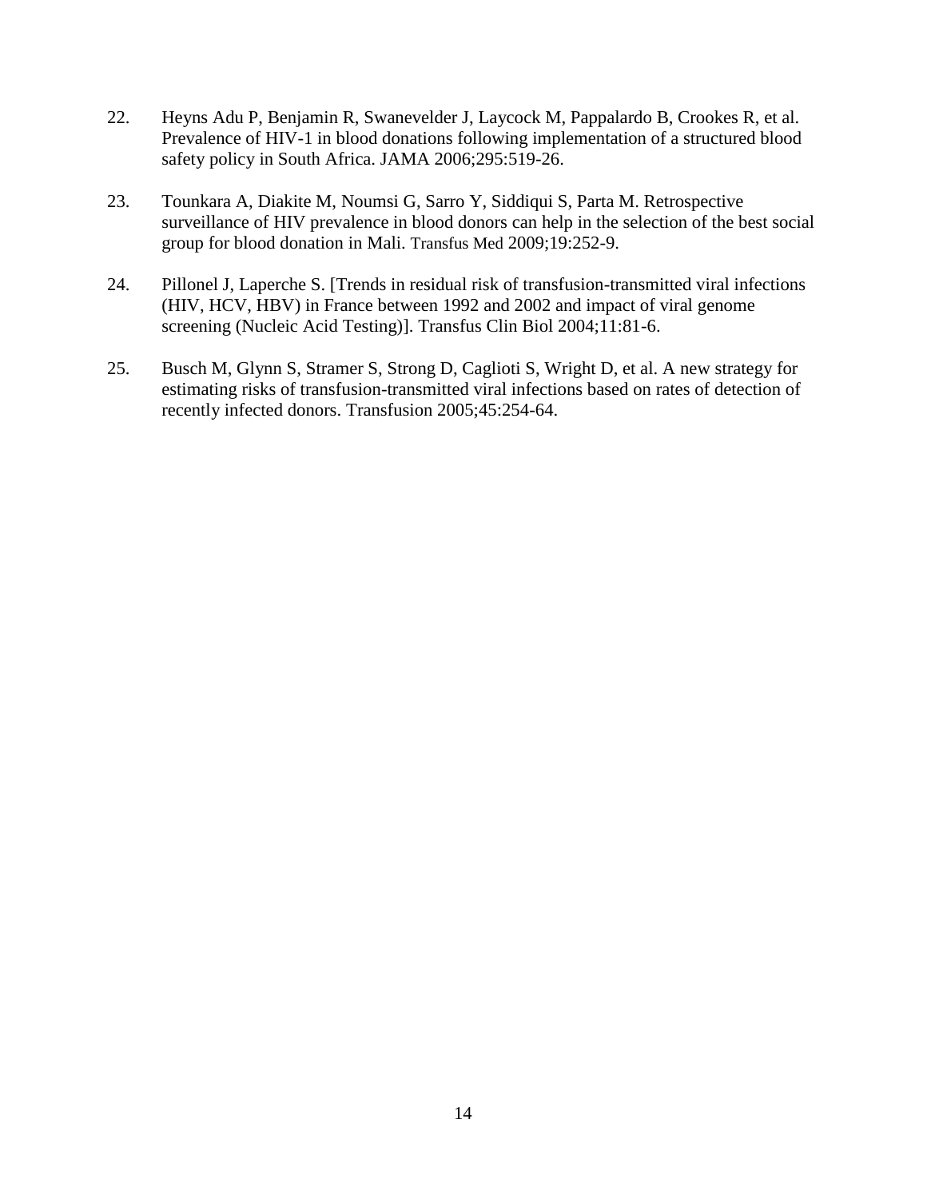22. Heyns Adu P, Benjamin R, Swanevelder J, Laycock M, Pappalardo B, Crookes R, et al. Prevalence of HIV-1 in blood donations following implementation of a structured blood safety policy in South Africa. JAMA 2006;295:519-26.

23. Tounkara A, Diakite M, Noumsi G, Sarro Y, Siddiqui S, Parta M. Retrospective surveillance of HIV prevalence in blood donors can help in the selection of the best social group for blood donation in Mali. Transfus Med 2009;19:252-9.

24. Pillonel J, Laperche S. [Trends in residual risk of transfusion-transmitted viral infections (HIV, HCV, HBV) in France between 1992 and 2002 and impact of viral genome screening (Nucleic Acid Testing)]. Transfus Clin Biol 2004;11:81-6.

25. Busch M, Glynn S, Stramer S, Strong D, Caglioti S, Wright D, et al. A new strategy for estimating risks of transfusion-transmitted viral infections based on rates of detection of recently infected donors. Transfusion 2005;45:254-64.